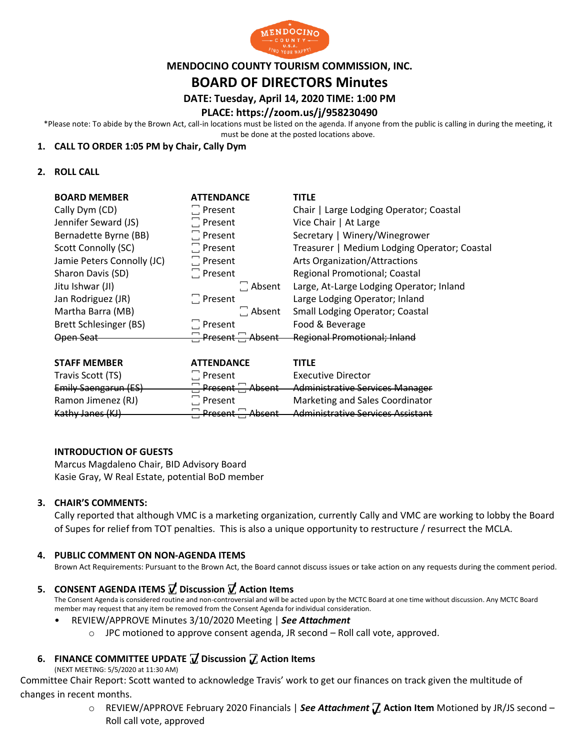# MENDOCINO COUNTY TOURISM COMMISSION, INC.

## BOARD OF DIRECTORS Minutes

**DATE: Tuesday, April 14, 2020 TIME: 1:00 PM**

**PLACE: https://zoom.us/j/958230490**

*Please note: To abide by the Brown Act, call-in locations must be listed on the agenda. If anyone from the public is calling in during the meeting, it must be done at the posted locations above.

1. **CALL TO ORDER 1:05 PM by Chair, Cally Dym**

2. **ROLL CALL**

| BOARD MEMBER | ATTENDANCE | TITLE |
|---|---|---|
| Cally Dym (CD) | Present | Chair \| Large Lodging Operator; Coastal |
| Jennifer Seward (JS) | Present | Vice Chair \| At Large |
| Bernadette Byrne (BB) | Present | Secretary \| Winery/Winegrower |
| Scott Connolly (SC) | Present | Treasurer \| Medium Lodging Operator; Coastal |
| Jamie Peters Connolly (JC) | Present | Arts Organization/Attractions |
| Sharon Davis (SD) | Present | Regional Promotional; Coastal |
| Jitu Ishwar (JI) | Absent | Large, At-Large Lodging Operator; Inland |
| Jan Rodriguez (JR) | Present | Large Lodging Operator; Inland |
| Martha Barra (MB) | Absent | Small Lodging Operator; Coastal |
| Brett Schlesinger (BS) | Present | Food & Beverage |
| ~~Open Seat~~ | ~~Present Absent~~ | ~~Regional Promotional; Inland~~ |

| STAFF MEMBER | ATTENDANCE | TITLE |
|---|---|---|
| Travis Scott (TS) | Present | Executive Director |
| ~~Emily Saengarun (ES)~~ | ~~Present Absent~~ | ~~Administrative Services Manager~~ |
| Ramon Jimenez (RJ) | Present | Marketing and Sales Coordinator |
| ~~Kathy Janes (KJ)~~ | ~~Present Absent~~ | ~~Administrative Services Assistant~~ |

**INTRODUCTION OF GUESTS**

Marcus Magdaleno Chair, BID Advisory Board
Kasie Gray, W Real Estate, potential BoD member

3. **CHAIR'S COMMENTS:**

Cally reported that although VMC is a marketing organization, currently Cally and VMC are working to lobby the Board of Supes for relief from TOT penalties. This is also a unique opportunity to restructure / resurrect the MCLA.

4. **PUBLIC COMMENT ON NON-AGENDA ITEMS**

Brown Act Requirements: Pursuant to the Brown Act, the Board cannot discuss issues or take action on any requests during the comment period.

5. **CONSENT AGENDA ITEMS ☑ Discussion ☑ Action Items**

The Consent Agenda is considered routine and non-controversial and will be acted upon by the MCTC Board at one time without discussion. Any MCTC Board member may request that any item be removed from the Consent Agenda for individual consideration.

- REVIEW/APPROVE Minutes 3/10/2020 Meeting | ***See Attachment***
  - JPC motioned to approve consent agenda, JR second – Roll call vote, approved.

6. **FINANCE COMMITTEE UPDATE ☑ Discussion ☑ Action Items**

(NEXT MEETING: 5/5/2020 at 11:30 AM)

Committee Chair Report: Scott wanted to acknowledge Travis' work to get our finances on track given the multitude of changes in recent months.

- REVIEW/APPROVE February 2020 Financials | ***See Attachment*** ☑ **Action Item** Motioned by JR/JS second – Roll call vote, approved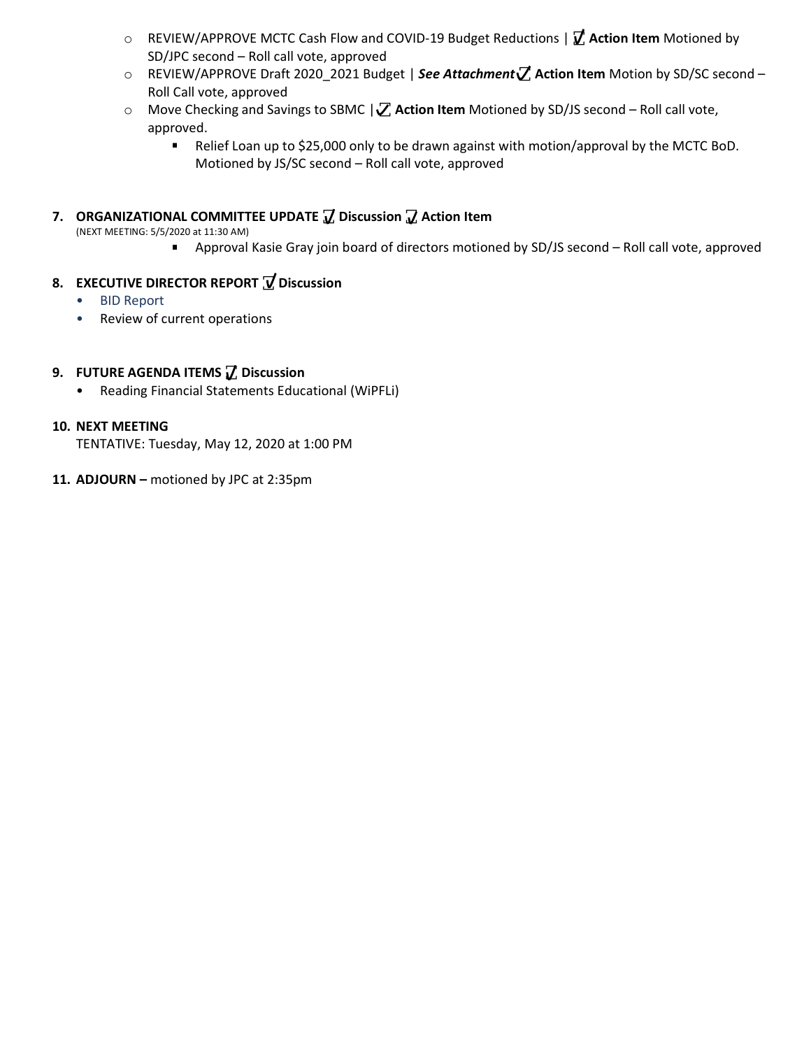- REVIEW/APPROVE MCTC Cash Flow and COVID-19 Budget Reductions | ☑ **Action Item** Motioned by SD/JPC second – Roll call vote, approved
- REVIEW/APPROVE Draft 2020_2021 Budget | ***See Attachment*** ☑ **Action Item** Motion by SD/SC second – Roll Call vote, approved
- Move Checking and Savings to SBMC | ☑ **Action Item** Motioned by SD/JS second – Roll call vote, approved.
    - Relief Loan up to $25,000 only to be drawn against with motion/approval by the MCTC BoD. Motioned by JS/SC second – Roll call vote, approved

**7. ORGANIZATIONAL COMMITTEE UPDATE ☑ Discussion ☑ Action Item**

(NEXT MEETING: 5/5/2020 at 11:30 AM)

- Approval Kasie Gray join board of directors motioned by SD/JS second – Roll call vote, approved

**8. EXECUTIVE DIRECTOR REPORT ☑ Discussion**

- BID Report
- Review of current operations

**9. FUTURE AGENDA ITEMS ☑ Discussion**

- Reading Financial Statements Educational (WiPFLi)

**10. NEXT MEETING**

TENTATIVE: Tuesday, May 12, 2020 at 1:00 PM

**11. ADJOURN –** motioned by JPC at 2:35pm